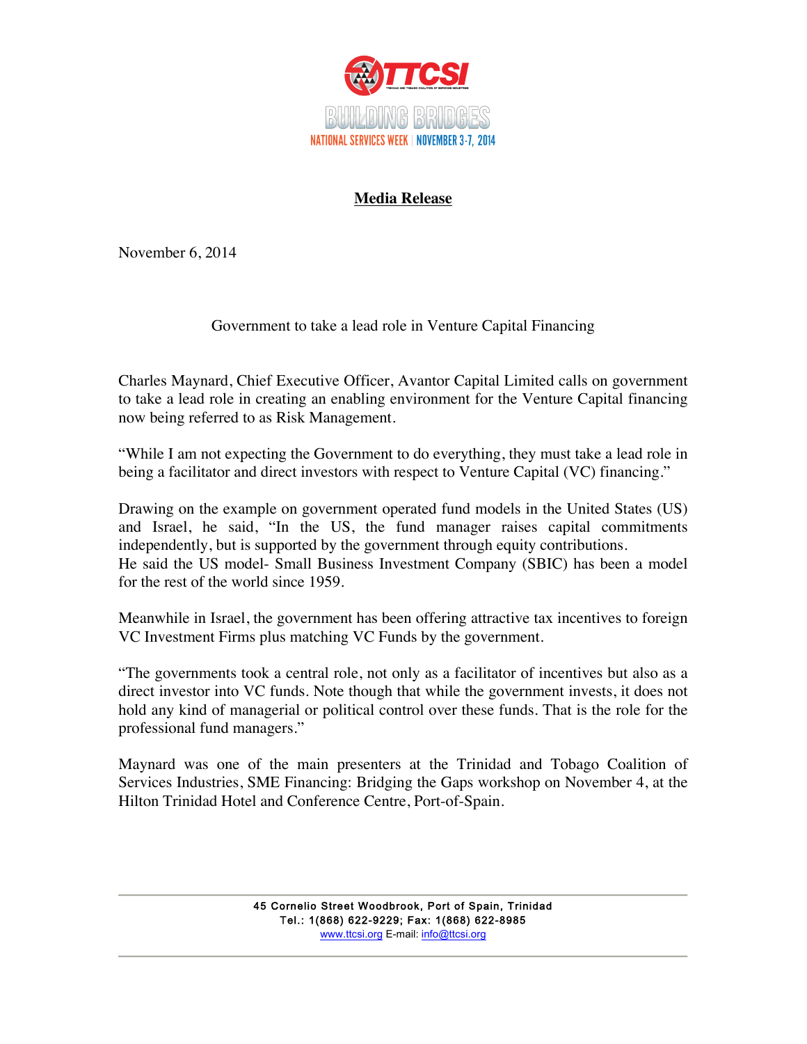TTCSI

BUILDING BRIDGES

NATIONAL SERVICES WEEK | NOVEMBER 3-7, 2014

## Media Release

November 6, 2014

### Government to take a lead role in Venture Capital Financing

Charles Maynard, Chief Executive Officer, Avantor Capital Limited calls on government to take a lead role in creating an enabling environment for the Venture Capital financing now being referred to as Risk Management.

"While I am not expecting the Government to do everything, they must take a lead role in being a facilitator and direct investors with respect to Venture Capital (VC) financing."

Drawing on the example on government operated fund models in the United States (US) and Israel, he said, "In the US, the fund manager raises capital commitments independently, but is supported by the government through equity contributions.
He said the US model- Small Business Investment Company (SBIC) has been a model for the rest of the world since 1959.

Meanwhile in Israel, the government has been offering attractive tax incentives to foreign VC Investment Firms plus matching VC Funds by the government.

"The governments took a central role, not only as a facilitator of incentives but also as a direct investor into VC funds. Note though that while the government invests, it does not hold any kind of managerial or political control over these funds. That is the role for the professional fund managers."

Maynard was one of the main presenters at the Trinidad and Tobago Coalition of Services Industries, SME Financing: Bridging the Gaps workshop on November 4, at the Hilton Trinidad Hotel and Conference Centre, Port-of-Spain.

45 Cornelio Street Woodbrook, Port of Spain, Trinidad
Tel.: 1(868) 622-9229; Fax: 1(868) 622-8985
www.ttcsi.org E-mail: info@ttcsi.org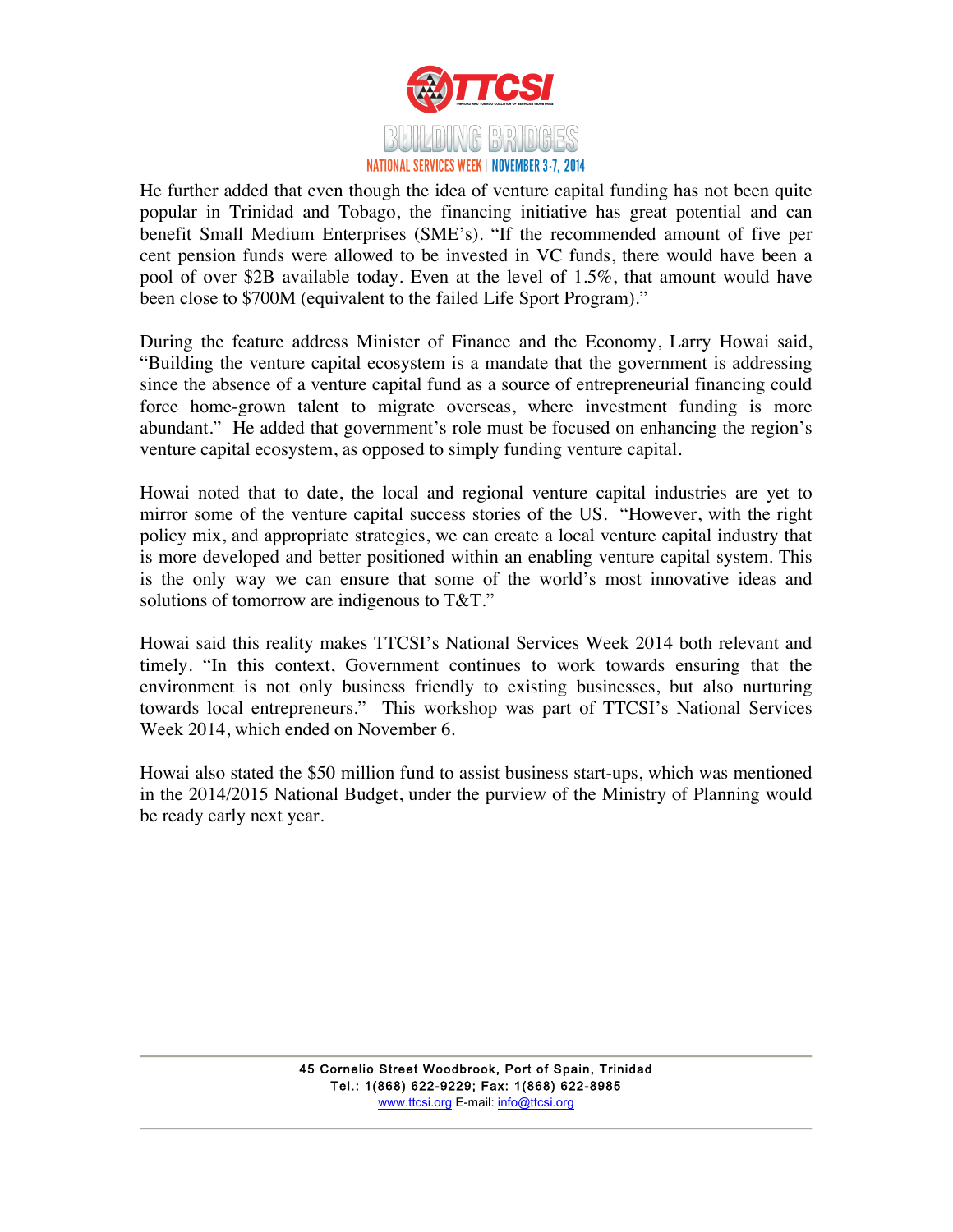He further added that even though the idea of venture capital funding has not been quite popular in Trinidad and Tobago, the financing initiative has great potential and can benefit Small Medium Enterprises (SME's). "If the recommended amount of five per cent pension funds were allowed to be invested in VC funds, there would have been a pool of over $2B available today. Even at the level of 1.5%, that amount would have been close to $700M (equivalent to the failed Life Sport Program)."

During the feature address Minister of Finance and the Economy, Larry Howai said, "Building the venture capital ecosystem is a mandate that the government is addressing since the absence of a venture capital fund as a source of entrepreneurial financing could force home-grown talent to migrate overseas, where investment funding is more abundant." He added that government's role must be focused on enhancing the region's venture capital ecosystem, as opposed to simply funding venture capital.

Howai noted that to date, the local and regional venture capital industries are yet to mirror some of the venture capital success stories of the US. "However, with the right policy mix, and appropriate strategies, we can create a local venture capital industry that is more developed and better positioned within an enabling venture capital system. This is the only way we can ensure that some of the world's most innovative ideas and solutions of tomorrow are indigenous to T&T."

Howai said this reality makes TTCSI's National Services Week 2014 both relevant and timely. "In this context, Government continues to work towards ensuring that the environment is not only business friendly to existing businesses, but also nurturing towards local entrepreneurs." This workshop was part of TTCSI's National Services Week 2014, which ended on November 6.

Howai also stated the $50 million fund to assist business start-ups, which was mentioned in the 2014/2015 National Budget, under the purview of the Ministry of Planning would be ready early next year.